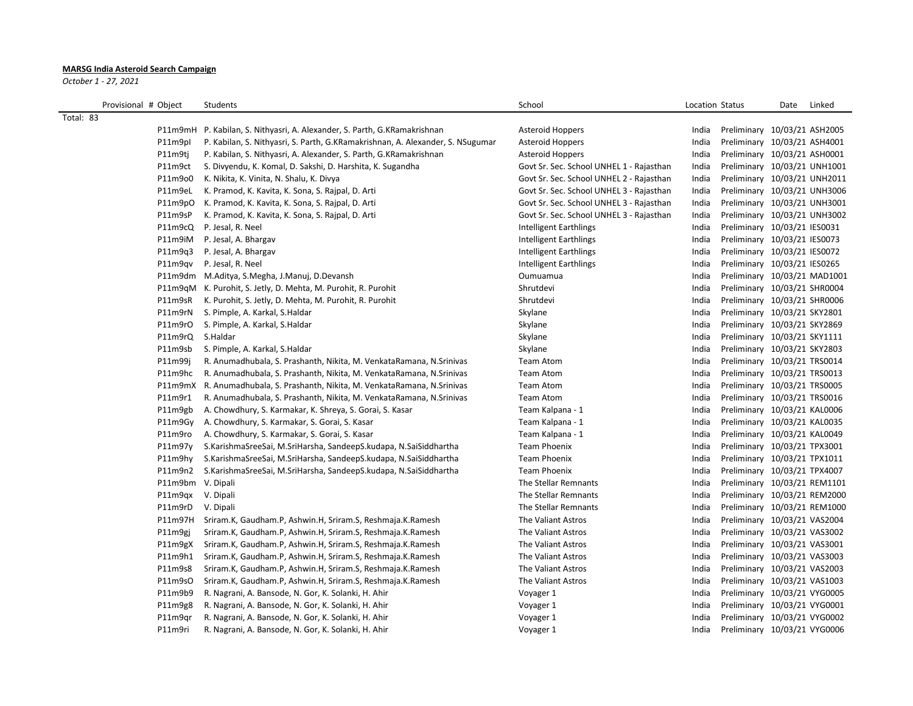**MARSG India Asteroid Search Campaign**

*October 1 - 27, 2021*

| Provisional # | Object | Students | School | Location | Status | Date | Linked |
|---|---|---|---|---|---|---|---|
| Total: 83 | | | | | | | |
| | P11m9mH | P. Kabilan, S. Nithyasri, A. Alexander, S. Parth, G.KRamakrishnan | Asteroid Hoppers | India | Preliminary | 10/03/21 | ASH2005 |
| | P11m9pl | P. Kabilan, S. Nithyasri, S. Parth, G.KRamakrishnan, A. Alexander, S. NSugumar | Asteroid Hoppers | India | Preliminary | 10/03/21 | ASH4001 |
| | P11m9tj | P. Kabilan, S. Nithyasri, A. Alexander, S. Parth, G.KRamakrishnan | Asteroid Hoppers | India | Preliminary | 10/03/21 | ASH0001 |
| | P11m9ct | S. Divyendu, K. Komal, D. Sakshi, D. Harshita, K. Sugandha | Govt Sr. Sec. School UNHEL 1 - Rajasthan | India | Preliminary | 10/03/21 | UNH1001 |
| | P11m9o0 | K. Nikita, K. Vinita, N. Shalu, K. Divya | Govt Sr. Sec. School UNHEL 2 - Rajasthan | India | Preliminary | 10/03/21 | UNH2011 |
| | P11m9eL | K. Pramod, K. Kavita, K. Sona, S. Rajpal, D. Arti | Govt Sr. Sec. School UNHEL 3 - Rajasthan | India | Preliminary | 10/03/21 | UNH3006 |
| | P11m9pO | K. Pramod, K. Kavita, K. Sona, S. Rajpal, D. Arti | Govt Sr. Sec. School UNHEL 3 - Rajasthan | India | Preliminary | 10/03/21 | UNH3001 |
| | P11m9sP | K. Pramod, K. Kavita, K. Sona, S. Rajpal, D. Arti | Govt Sr. Sec. School UNHEL 3 - Rajasthan | India | Preliminary | 10/03/21 | UNH3002 |
| | P11m9cQ | P. Jesal, R. Neel | Intelligent Earthlings | India | Preliminary | 10/03/21 | IES0031 |
| | P11m9iM | P. Jesal, A. Bhargav | Intelligent Earthlings | India | Preliminary | 10/03/21 | IES0073 |
| | P11m9q3 | P. Jesal, A. Bhargav | Intelligent Earthlings | India | Preliminary | 10/03/21 | IES0072 |
| | P11m9qv | P. Jesal, R. Neel | Intelligent Earthlings | India | Preliminary | 10/03/21 | IES0265 |
| | P11m9dm | M.Aditya, S.Megha, J.Manuj, D.Devansh | Oumuamua | India | Preliminary | 10/03/21 | MAD1001 |
| | P11m9qM | K. Purohit, S. Jetly, D. Mehta, M. Purohit, R. Purohit | Shrutdevi | India | Preliminary | 10/03/21 | SHR0004 |
| | P11m9sR | K. Purohit, S. Jetly, D. Mehta, M. Purohit, R. Purohit | Shrutdevi | India | Preliminary | 10/03/21 | SHR0006 |
| | P11m9rN | S. Pimple, A. Karkal, S.Haldar | Skylane | India | Preliminary | 10/03/21 | SKY2801 |
| | P11m9rO | S. Pimple, A. Karkal, S.Haldar | Skylane | India | Preliminary | 10/03/21 | SKY2869 |
| | P11m9rQ | S.Haldar | Skylane | India | Preliminary | 10/03/21 | SKY1111 |
| | P11m9sb | S. Pimple, A. Karkal, S.Haldar | Skylane | India | Preliminary | 10/03/21 | SKY2803 |
| | P11m99j | R. Anumadhubala, S. Prashanth, Nikita, M. VenkataRamana, N.Srinivas | Team Atom | India | Preliminary | 10/03/21 | TRS0014 |
| | P11m9hc | R. Anumadhubala, S. Prashanth, Nikita, M. VenkataRamana, N.Srinivas | Team Atom | India | Preliminary | 10/03/21 | TRS0013 |
| | P11m9mX | R. Anumadhubala, S. Prashanth, Nikita, M. VenkataRamana, N.Srinivas | Team Atom | India | Preliminary | 10/03/21 | TRS0005 |
| | P11m9r1 | R. Anumadhubala, S. Prashanth, Nikita, M. VenkataRamana, N.Srinivas | Team Atom | India | Preliminary | 10/03/21 | TRS0016 |
| | P11m9gb | A. Chowdhury, S. Karmakar, K. Shreya, S. Gorai, S. Kasar | Team Kalpana - 1 | India | Preliminary | 10/03/21 | KAL0006 |
| | P11m9Gy | A. Chowdhury, S. Karmakar, S. Gorai, S. Kasar | Team Kalpana - 1 | India | Preliminary | 10/03/21 | KAL0035 |
| | P11m9ro | A. Chowdhury, S. Karmakar, S. Gorai, S. Kasar | Team Kalpana - 1 | India | Preliminary | 10/03/21 | KAL0049 |
| | P11m97y | S.KarishmaSreeSai, M.SriHarsha, SandeepS.kudapa, N.SaiSiddhartha | Team Phoenix | India | Preliminary | 10/03/21 | TPX3001 |
| | P11m9hy | S.KarishmaSreeSai, M.SriHarsha, SandeepS.kudapa, N.SaiSiddhartha | Team Phoenix | India | Preliminary | 10/03/21 | TPX1011 |
| | P11m9n2 | S.KarishmaSreeSai, M.SriHarsha, SandeepS.kudapa, N.SaiSiddhartha | Team Phoenix | India | Preliminary | 10/03/21 | TPX4007 |
| | P11m9bm | V. Dipali | The Stellar Remnants | India | Preliminary | 10/03/21 | REM1101 |
| | P11m9qx | V. Dipali | The Stellar Remnants | India | Preliminary | 10/03/21 | REM2000 |
| | P11m9rD | V. Dipali | The Stellar Remnants | India | Preliminary | 10/03/21 | REM1000 |
| | P11m97H | Sriram.K, Gaudham.P, Ashwin.H, Sriram.S, Reshmaja.K.Ramesh | The Valiant Astros | India | Preliminary | 10/03/21 | VAS2004 |
| | P11m9gj | Sriram.K, Gaudham.P, Ashwin.H, Sriram.S, Reshmaja.K.Ramesh | The Valiant Astros | India | Preliminary | 10/03/21 | VAS3002 |
| | P11m9gX | Sriram.K, Gaudham.P, Ashwin.H, Sriram.S, Reshmaja.K.Ramesh | The Valiant Astros | India | Preliminary | 10/03/21 | VAS3001 |
| | P11m9h1 | Sriram.K, Gaudham.P, Ashwin.H, Sriram.S, Reshmaja.K.Ramesh | The Valiant Astros | India | Preliminary | 10/03/21 | VAS3003 |
| | P11m9s8 | Sriram.K, Gaudham.P, Ashwin.H, Sriram.S, Reshmaja.K.Ramesh | The Valiant Astros | India | Preliminary | 10/03/21 | VAS2003 |
| | P11m9sO | Sriram.K, Gaudham.P, Ashwin.H, Sriram.S, Reshmaja.K.Ramesh | The Valiant Astros | India | Preliminary | 10/03/21 | VAS1003 |
| | P11m9b9 | R. Nagrani, A. Bansode, N. Gor, K. Solanki, H. Ahir | Voyager 1 | India | Preliminary | 10/03/21 | VYG0005 |
| | P11m9g8 | R. Nagrani, A. Bansode, N. Gor, K. Solanki, H. Ahir | Voyager 1 | India | Preliminary | 10/03/21 | VYG0001 |
| | P11m9qr | R. Nagrani, A. Bansode, N. Gor, K. Solanki, H. Ahir | Voyager 1 | India | Preliminary | 10/03/21 | VYG0002 |
| | P11m9ri | R. Nagrani, A. Bansode, N. Gor, K. Solanki, H. Ahir | Voyager 1 | India | Preliminary | 10/03/21 | VYG0006 |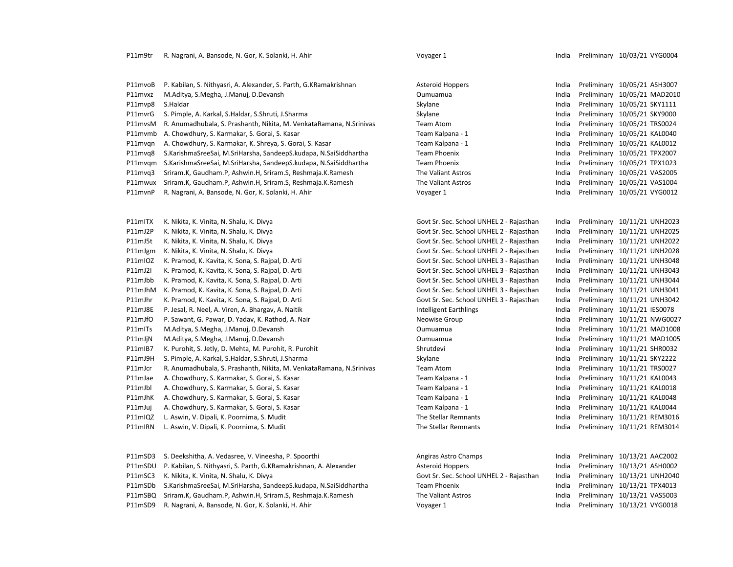| | | | | | | |
|---|---|---|---|---|---|---|
| P11m9tr | R. Nagrani, A. Bansode, N. Gor, K. Solanki, H. Ahir | Voyager 1 | India | Preliminary | 10/03/21 | VYG0004 |
| | | | | | | |
| P11mvoB | P. Kabilan, S. Nithyasri, A. Alexander, S. Parth, G.KRamakrishnan | Asteroid Hoppers | India | Preliminary | 10/05/21 | ASH3007 |
| P11mvxz | M.Aditya, S.Megha, J.Manuj, D.Devansh | Oumuamua | India | Preliminary | 10/05/21 | MAD2010 |
| P11mvp8 | S.Haldar | Skylane | India | Preliminary | 10/05/21 | SKY1111 |
| P11mvrG | S. Pimple, A. Karkal, S.Haldar, S.Shruti, J.Sharma | Skylane | India | Preliminary | 10/05/21 | SKY9000 |
| P11mvsM | R. Anumadhubala, S. Prashanth, Nikita, M. VenkataRamana, N.Srinivas | Team Atom | India | Preliminary | 10/05/21 | TRS0024 |
| P11mvmb | A. Chowdhury, S. Karmakar, S. Gorai, S. Kasar | Team Kalpana - 1 | India | Preliminary | 10/05/21 | KAL0040 |
| P11mvqn | A. Chowdhury, S. Karmakar, K. Shreya, S. Gorai, S. Kasar | Team Kalpana - 1 | India | Preliminary | 10/05/21 | KAL0012 |
| P11mvq8 | S.KarishmaSreeSai, M.SriHarsha, SandeepS.kudapa, N.SaiSiddhartha | Team Phoenix | India | Preliminary | 10/05/21 | TPX2007 |
| P11mvqm | S.KarishmaSreeSai, M.SriHarsha, SandeepS.kudapa, N.SaiSiddhartha | Team Phoenix | India | Preliminary | 10/05/21 | TPX1023 |
| P11mvq3 | Sriram.K, Gaudham.P, Ashwin.H, Sriram.S, Reshmaja.K.Ramesh | The Valiant Astros | India | Preliminary | 10/05/21 | VAS2005 |
| P11mwux | Sriram.K, Gaudham.P, Ashwin.H, Sriram.S, Reshmaja.K.Ramesh | The Valiant Astros | India | Preliminary | 10/05/21 | VAS1004 |
| P11mvnP | R. Nagrani, A. Bansode, N. Gor, K. Solanki, H. Ahir | Voyager 1 | India | Preliminary | 10/05/21 | VYG0012 |
| | | | | | | |
| P11mITX | K. Nikita, K. Vinita, N. Shalu, K. Divya | Govt Sr. Sec. School UNHEL 2 - Rajasthan | India | Preliminary | 10/11/21 | UNH2023 |
| P11mJ2P | K. Nikita, K. Vinita, N. Shalu, K. Divya | Govt Sr. Sec. School UNHEL 2 - Rajasthan | India | Preliminary | 10/11/21 | UNH2025 |
| P11mJ5t | K. Nikita, K. Vinita, N. Shalu, K. Divya | Govt Sr. Sec. School UNHEL 2 - Rajasthan | India | Preliminary | 10/11/21 | UNH2022 |
| P11mJgm | K. Nikita, K. Vinita, N. Shalu, K. Divya | Govt Sr. Sec. School UNHEL 2 - Rajasthan | India | Preliminary | 10/11/21 | UNH2028 |
| P11mIOZ | K. Pramod, K. Kavita, K. Sona, S. Rajpal, D. Arti | Govt Sr. Sec. School UNHEL 3 - Rajasthan | India | Preliminary | 10/11/21 | UNH3048 |
| P11mJ2I | K. Pramod, K. Kavita, K. Sona, S. Rajpal, D. Arti | Govt Sr. Sec. School UNHEL 3 - Rajasthan | India | Preliminary | 10/11/21 | UNH3043 |
| P11mJbb | K. Pramod, K. Kavita, K. Sona, S. Rajpal, D. Arti | Govt Sr. Sec. School UNHEL 3 - Rajasthan | India | Preliminary | 10/11/21 | UNH3044 |
| P11mJhM | K. Pramod, K. Kavita, K. Sona, S. Rajpal, D. Arti | Govt Sr. Sec. School UNHEL 3 - Rajasthan | India | Preliminary | 10/11/21 | UNH3041 |
| P11mJhr | K. Pramod, K. Kavita, K. Sona, S. Rajpal, D. Arti | Govt Sr. Sec. School UNHEL 3 - Rajasthan | India | Preliminary | 10/11/21 | UNH3042 |
| P11mJ8E | P. Jesal, R. Neel, A. Viren, A. Bhargav, A. Naitik | Intelligent Earthlings | India | Preliminary | 10/11/21 | IES0078 |
| P11mJfO | P. Sawant, G. Pawar, D. Yadav, K. Rathod, A. Nair | Neowise Group | India | Preliminary | 10/11/21 | NWG0027 |
| P11mITs | M.Aditya, S.Megha, J.Manuj, D.Devansh | Oumuamua | India | Preliminary | 10/11/21 | MAD1008 |
| P11mJjN | M.Aditya, S.Megha, J.Manuj, D.Devansh | Oumuamua | India | Preliminary | 10/11/21 | MAD1005 |
| P11mIB7 | K. Purohit, S. Jetly, D. Mehta, M. Purohit, R. Purohit | Shrutdevi | India | Preliminary | 10/11/21 | SHR0032 |
| P11mJ9H | S. Pimple, A. Karkal, S.Haldar, S.Shruti, J.Sharma | Skylane | India | Preliminary | 10/11/21 | SKY2222 |
| P11mJcr | R. Anumadhubala, S. Prashanth, Nikita, M. VenkataRamana, N.Srinivas | Team Atom | India | Preliminary | 10/11/21 | TRS0027 |
| P11mJae | A. Chowdhury, S. Karmakar, S. Gorai, S. Kasar | Team Kalpana - 1 | India | Preliminary | 10/11/21 | KAL0043 |
| P11mJbl | A. Chowdhury, S. Karmakar, S. Gorai, S. Kasar | Team Kalpana - 1 | India | Preliminary | 10/11/21 | KAL0018 |
| P11mJhK | A. Chowdhury, S. Karmakar, S. Gorai, S. Kasar | Team Kalpana - 1 | India | Preliminary | 10/11/21 | KAL0048 |
| P11mJuj | A. Chowdhury, S. Karmakar, S. Gorai, S. Kasar | Team Kalpana - 1 | India | Preliminary | 10/11/21 | KAL0044 |
| P11mIQZ | L. Aswin, V. Dipali, K. Poornima, S. Mudit | The Stellar Remnants | India | Preliminary | 10/11/21 | REM3016 |
| P11mIRN | L. Aswin, V. Dipali, K. Poornima, S. Mudit | The Stellar Remnants | India | Preliminary | 10/11/21 | REM3014 |
| | | | | | | |
| P11mSD3 | S. Deekshitha, A. Vedasree, V. Vineesha, P. Spoorthi | Angiras Astro Champs | India | Preliminary | 10/13/21 | AAC2002 |
| P11mSDU | P. Kabilan, S. Nithyasri, S. Parth, G.KRamakrishnan, A. Alexander | Asteroid Hoppers | India | Preliminary | 10/13/21 | ASH0002 |
| P11mSC3 | K. Nikita, K. Vinita, N. Shalu, K. Divya | Govt Sr. Sec. School UNHEL 2 - Rajasthan | India | Preliminary | 10/13/21 | UNH2040 |
| P11mSDb | S.KarishmaSreeSai, M.SriHarsha, SandeepS.kudapa, N.SaiSiddhartha | Team Phoenix | India | Preliminary | 10/13/21 | TPX4013 |
| P11mSBQ | Sriram.K, Gaudham.P, Ashwin.H, Sriram.S, Reshmaja.K.Ramesh | The Valiant Astros | India | Preliminary | 10/13/21 | VAS5003 |
| P11mSD9 | R. Nagrani, A. Bansode, N. Gor, K. Solanki, H. Ahir | Voyager 1 | India | Preliminary | 10/13/21 | VYG0018 |